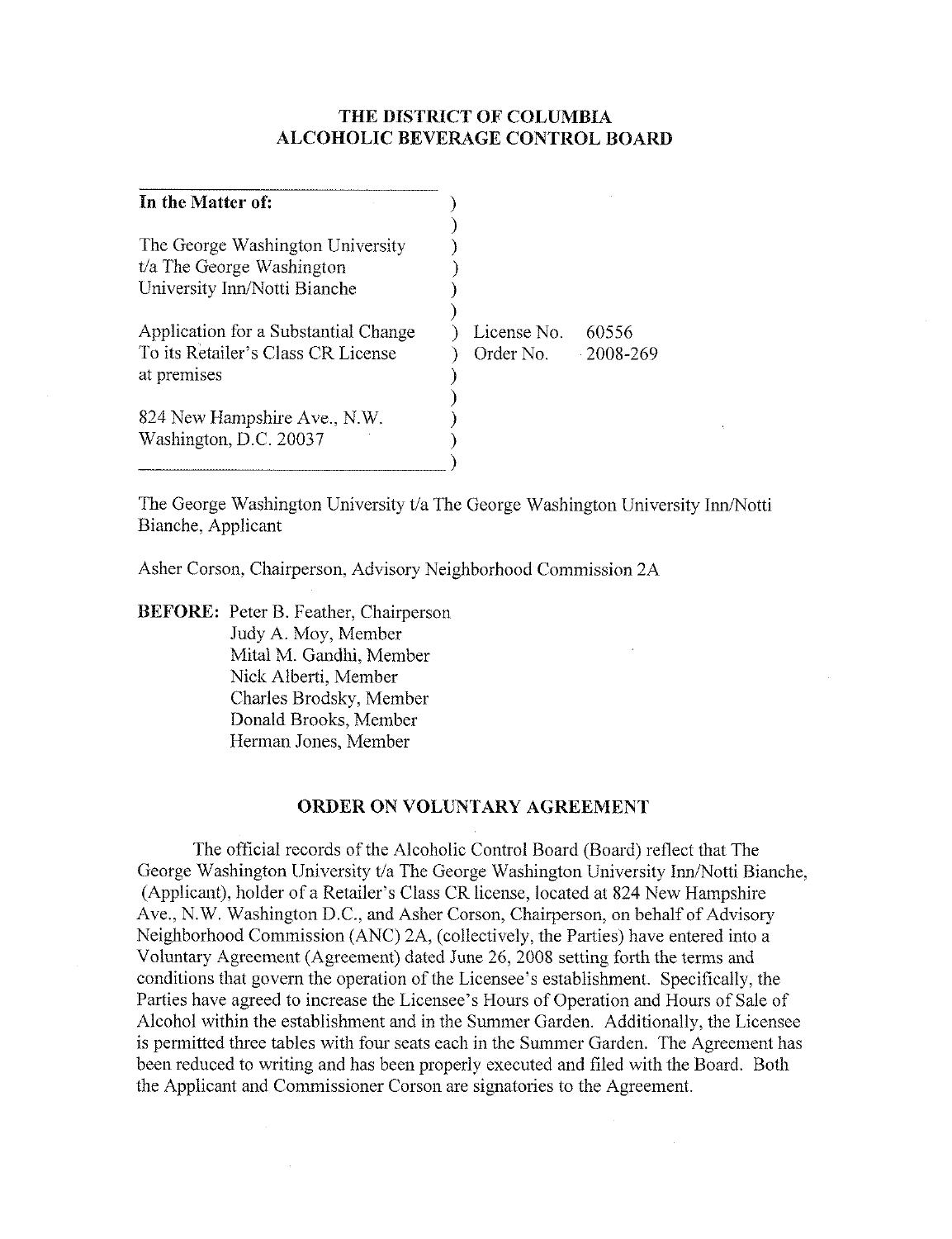# THE DISTRICT OF COLUMBIA
# ALCOHOLIC BEVERAGE CONTROL BOARD

| | | |
|---|---|---|
| **In the Matter of:** | ) | |
| | ) | |
| The George Washington University | ) | |
| t/a The George Washington | ) | |
| University Inn/Notti Bianche | ) | |
| | ) | |
| Application for a Substantial Change | ) | License No. 60556 |
| To its Retailer's Class CR License | ) | Order No. 2008-269 |
| at premises | ) | |
| | ) | |
| 824 New Hampshire Ave., N.W. | ) | |
| Washington, D.C. 20037 | ) | |
| | ) | |

The George Washington University t/a The George Washington University Inn/Notti Bianche, Applicant

Asher Corson, Chairperson, Advisory Neighborhood Commission 2A

**BEFORE:** Peter B. Feather, Chairperson
Judy A. Moy, Member
Mital M. Gandhi, Member
Nick Alberti, Member
Charles Brodsky, Member
Donald Brooks, Member
Herman Jones, Member

## ORDER ON VOLUNTARY AGREEMENT

The official records of the Alcoholic Control Board (Board) reflect that The George Washington University t/a The George Washington University Inn/Notti Bianche, (Applicant), holder of a Retailer's Class CR license, located at 824 New Hampshire Ave., N.W. Washington D.C., and Asher Corson, Chairperson, on behalf of Advisory Neighborhood Commission (ANC) 2A, (collectively, the Parties) have entered into a Voluntary Agreement (Agreement) dated June 26, 2008 setting forth the terms and conditions that govern the operation of the Licensee's establishment. Specifically, the Parties have agreed to increase the Licensee's Hours of Operation and Hours of Sale of Alcohol within the establishment and in the Summer Garden. Additionally, the Licensee is permitted three tables with four seats each in the Summer Garden. The Agreement has been reduced to writing and has been properly executed and filed with the Board. Both the Applicant and Commissioner Corson are signatories to the Agreement.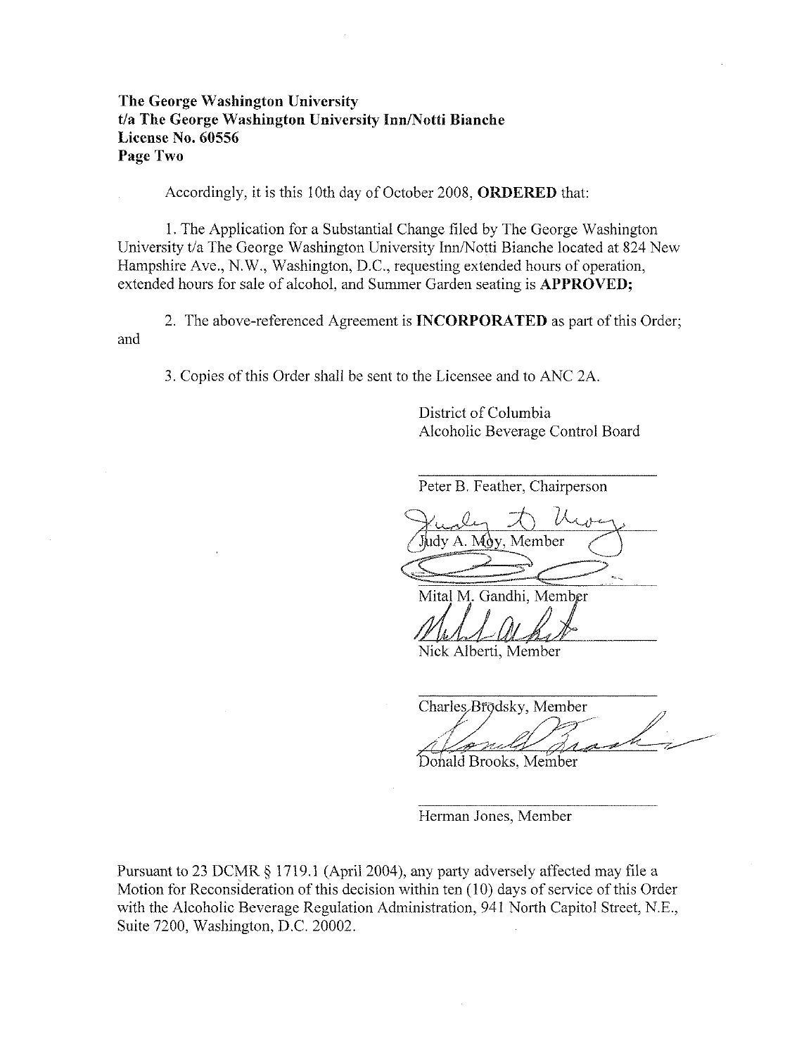**The George Washington University**
**t/a The George Washington University Inn/Notti Bianche**
**License No. 60556**
**Page Two**

Accordingly, it is this 10th day of October 2008, **ORDERED** that:

1. The Application for a Substantial Change filed by The George Washington University t/a The George Washington University Inn/Notti Bianche located at 824 New Hampshire Ave., N.W., Washington, D.C., requesting extended hours of operation, extended hours for sale of alcohol, and Summer Garden seating is **APPROVED;**

2. The above-referenced Agreement is **INCORPORATED** as part of this Order; and

3. Copies of this Order shall be sent to the Licensee and to ANC 2A.

District of Columbia
Alcoholic Beverage Control Board

Peter B. Feather, Chairperson

Judy A. Moy, Member

Mital M. Gandhi, Member

Nick Alberti, Member

Charles Brodsky, Member

Donald Brooks, Member

Herman Jones, Member

Pursuant to 23 DCMR § 1719.1 (April 2004), any party adversely affected may file a Motion for Reconsideration of this decision within ten (10) days of service of this Order with the Alcoholic Beverage Regulation Administration, 941 North Capitol Street, N.E., Suite 7200, Washington, D.C. 20002.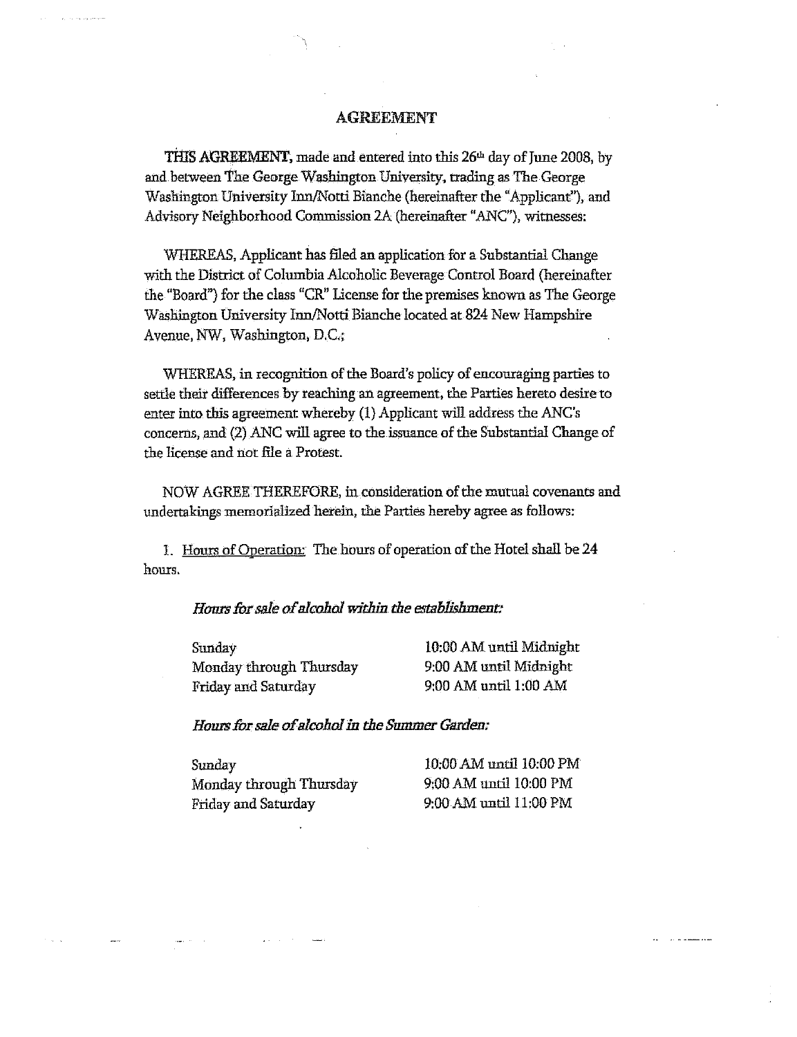## AGREEMENT

**THIS AGREEMENT**, made and entered into this 26th day of June 2008, by and between The George Washington University, trading as The George Washington University Inn/Notti Bianche (hereinafter the "Applicant"), and Advisory Neighborhood Commission 2A (hereinafter "ANC"), witnesses:

WHEREAS, Applicant has filed an application for a Substantial Change with the District of Columbia Alcoholic Beverage Control Board (hereinafter the "Board") for the class "CR" License for the premises known as The George Washington University Inn/Notti Bianche located at 824 New Hampshire Avenue, NW, Washington, D.C.;

WHEREAS, in recognition of the Board's policy of encouraging parties to settle their differences by reaching an agreement, the Parties hereto desire to enter into this agreement whereby (1) Applicant will address the ANC's concerns, and (2) ANC will agree to the issuance of the Substantial Change of the license and not file a Protest.

NOW AGREE THEREFORE, in consideration of the mutual covenants and undertakings memorialized herein, the Parties hereby agree as follows:

1. Hours of Operation: The hours of operation of the Hotel shall be 24 hours.

*Hours for sale of alcohol within the establishment:*

| | |
|---|---|
| Sunday | 10:00 AM until Midnight |
| Monday through Thursday | 9:00 AM until Midnight |
| Friday and Saturday | 9:00 AM until 1:00 AM |

*Hours for sale of alcohol in the Summer Garden:*

| | |
|---|---|
| Sunday | 10:00 AM until 10:00 PM |
| Monday through Thursday | 9:00 AM until 10:00 PM |
| Friday and Saturday | 9:00 AM until 11:00 PM |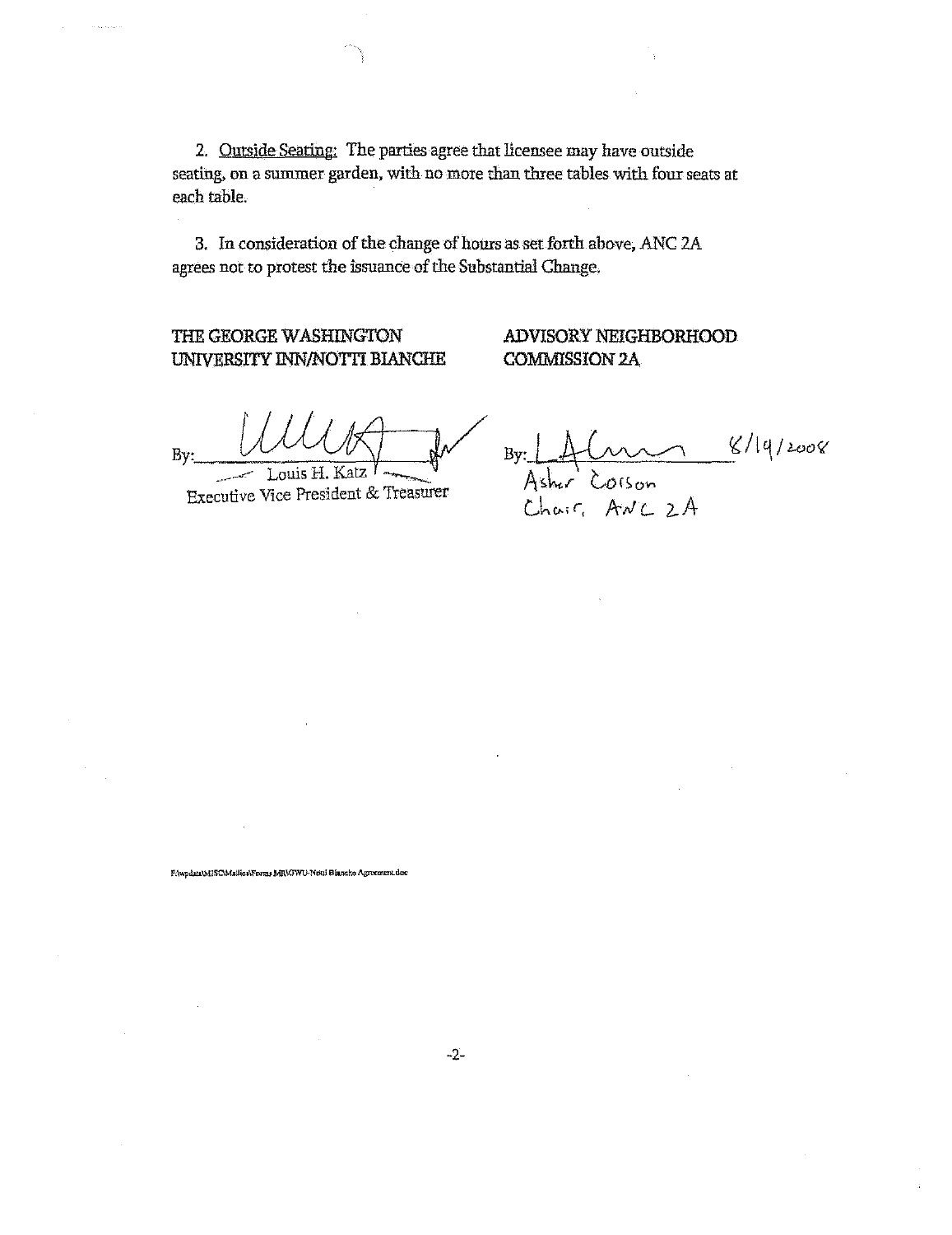2. <u>Outside Seating:</u> The parties agree that licensee may have outside seating, on a summer garden, with no more than three tables with four seats at each table.

3. In consideration of the change of hours as set forth above, ANC 2A agrees not to protest the issuance of the Substantial Change.

THE GEORGE WASHINGTON UNIVERSITY INN/NOTTI BIANCHE

By: ____________________
Louis H. Katz
Executive Vice President & Treasurer

ADVISORY NEIGHBORHOOD COMMISSION 2A

By: ____________________ 8/19/2008
Asher Corson
Chair, ANC 2A

F:\wpdata\MISC\Mallios\Forms MR\GWU-Notti Bianche Agreement.doc